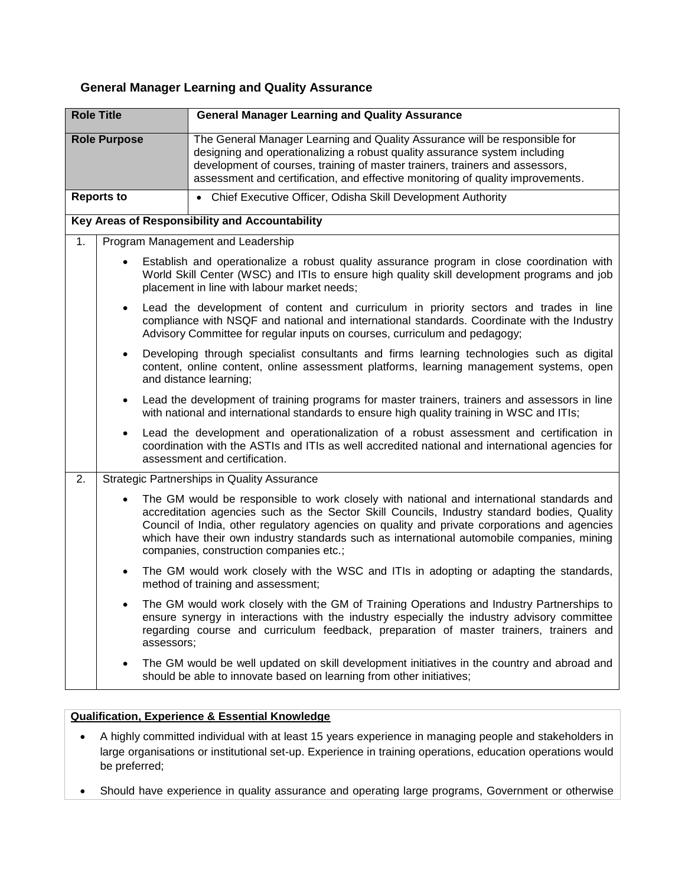## General Manager Learning and Quality Assurance

| Role Title | General Manager Learning and Quality Assurance |
|---|---|
| Role Purpose | The General Manager Learning and Quality Assurance will be responsible for designing and operationalizing a robust quality assurance system including development of courses, training of master trainers, trainers and assessors, assessment and certification, and effective monitoring of quality improvements. |
| Reports to | • Chief Executive Officer, Odisha Skill Development Authority |

**Key Areas of Responsibility and Accountability**

1. Program Management and Leadership
   - Establish and operationalize a robust quality assurance program in close coordination with World Skill Center (WSC) and ITIs to ensure high quality skill development programs and job placement in line with labour market needs;
   - Lead the development of content and curriculum in priority sectors and trades in line compliance with NSQF and national and international standards. Coordinate with the Industry Advisory Committee for regular inputs on courses, curriculum and pedagogy;
   - Developing through specialist consultants and firms learning technologies such as digital content, online content, online assessment platforms, learning management systems, open and distance learning;
   - Lead the development of training programs for master trainers, trainers and assessors in line with national and international standards to ensure high quality training in WSC and ITIs;
   - Lead the development and operationalization of a robust assessment and certification in coordination with the ASTIs and ITIs as well accredited national and international agencies for assessment and certification.
2. Strategic Partnerships in Quality Assurance
   - The GM would be responsible to work closely with national and international standards and accreditation agencies such as the Sector Skill Councils, Industry standard bodies, Quality Council of India, other regulatory agencies on quality and private corporations and agencies which have their own industry standards such as international automobile companies, mining companies, construction companies etc.;
   - The GM would work closely with the WSC and ITIs in adopting or adapting the standards, method of training and assessment;
   - The GM would work closely with the GM of Training Operations and Industry Partnerships to ensure synergy in interactions with the industry especially the industry advisory committee regarding course and curriculum feedback, preparation of master trainers, trainers and assessors;
   - The GM would be well updated on skill development initiatives in the country and abroad and should be able to innovate based on learning from other initiatives;

**Qualification, Experience & Essential Knowledge**

- A highly committed individual with at least 15 years experience in managing people and stakeholders in large organisations or institutional set-up. Experience in training operations, education operations would be preferred;
- Should have experience in quality assurance and operating large programs, Government or otherwise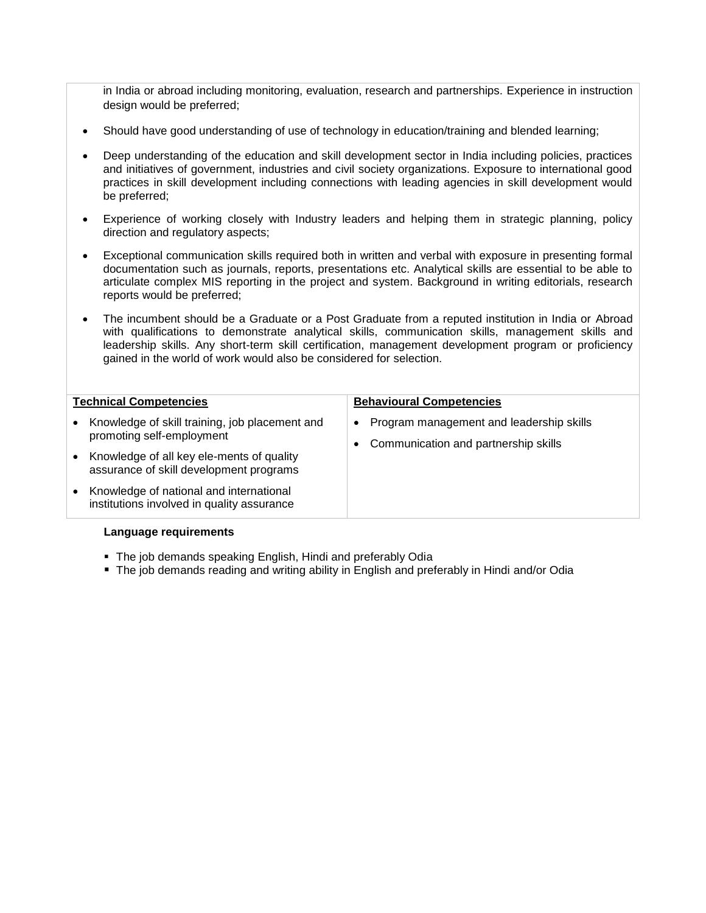in India or abroad including monitoring, evaluation, research and partnerships. Experience in instruction design would be preferred;

- Should have good understanding of use of technology in education/training and blended learning;
- Deep understanding of the education and skill development sector in India including policies, practices and initiatives of government, industries and civil society organizations. Exposure to international good practices in skill development including connections with leading agencies in skill development would be preferred;
- Experience of working closely with Industry leaders and helping them in strategic planning, policy direction and regulatory aspects;
- Exceptional communication skills required both in written and verbal with exposure in presenting formal documentation such as journals, reports, presentations etc. Analytical skills are essential to be able to articulate complex MIS reporting in the project and system. Background in writing editorials, research reports would be preferred;
- The incumbent should be a Graduate or a Post Graduate from a reputed institution in India or Abroad with qualifications to demonstrate analytical skills, communication skills, management skills and leadership skills. Any short-term skill certification, management development program or proficiency gained in the world of work would also be considered for selection.

| **Technical Competencies** | **Behavioural Competencies** |
| --- | --- |
| • Knowledge of skill training, job placement and promoting self-employment<br>• Knowledge of all key ele-ments of quality assurance of skill development programs<br>• Knowledge of national and international institutions involved in quality assurance | • Program management and leadership skills<br>• Communication and partnership skills |

**Language requirements**

- The job demands speaking English, Hindi and preferably Odia
- The job demands reading and writing ability in English and preferably in Hindi and/or Odia